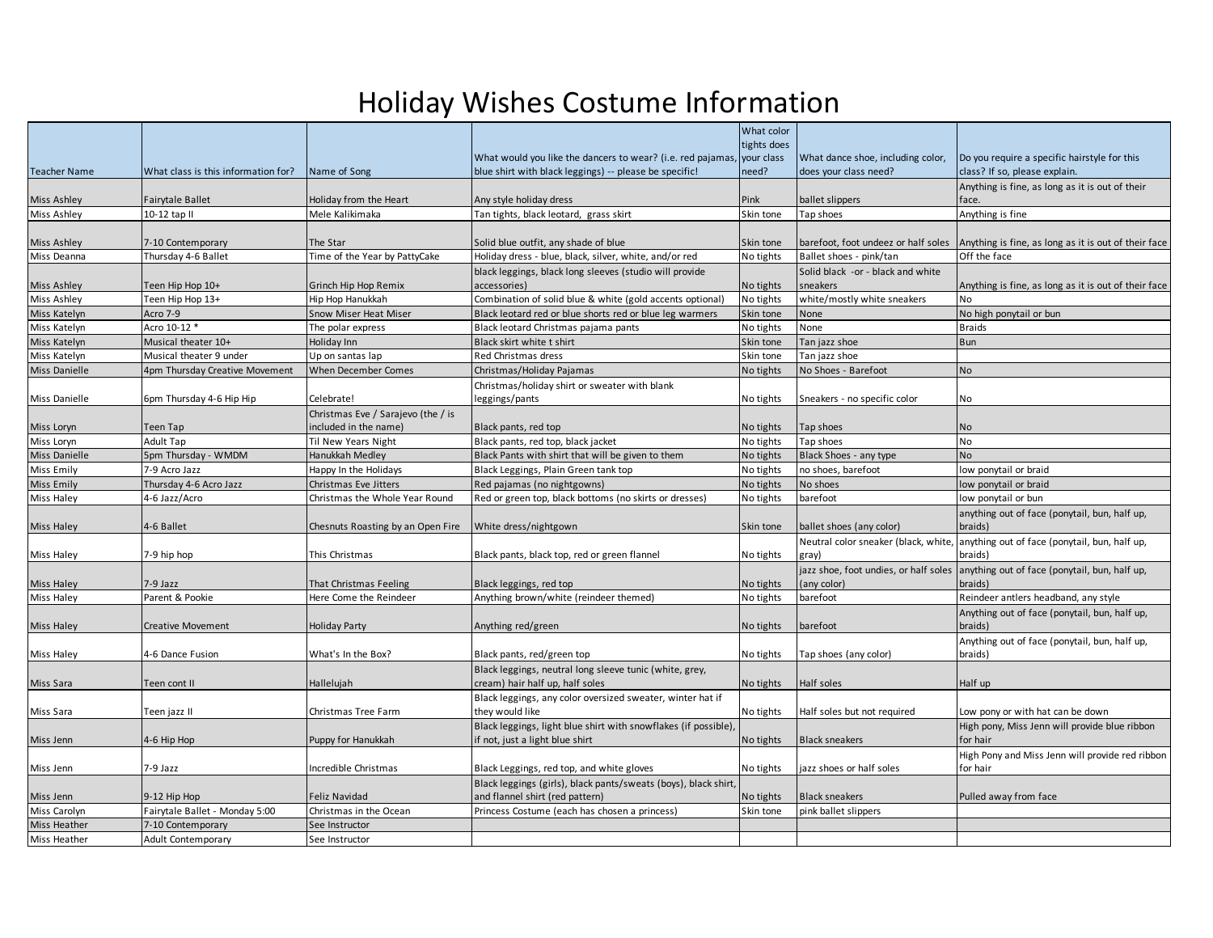# Holiday Wishes Costume Information

| Teacher Name | What class is this information for? | Name of Song | What would you like the dancers to wear? (i.e. red pajamas, blue shirt with black leggings) -- please be specific! | What color tights does your class need? | What dance shoe, including color, does your class need? | Do you require a specific hairstyle for this class? If so, please explain. |
|---|---|---|---|---|---|---|
| Miss Ashley | Fairytale Ballet | Holiday from the Heart | Any style holiday dress | Pink | ballet slippers | Anything is fine, as long as it is out of their face. |
| Miss Ashley | 10-12 tap II | Mele Kalikimaka | Tan tights, black leotard, grass skirt | Skin tone | Tap shoes | Anything is fine |
| Miss Ashley | 7-10 Contemporary | The Star | Solid blue outfit, any shade of blue | Skin tone | barefoot, foot undeez or half soles | Anything is fine, as long as it is out of their face |
| Miss Deanna | Thursday 4-6 Ballet | Time of the Year by PattyCake | Holiday dress - blue, black, silver, white, and/or red | No tights | Ballet shoes - pink/tan | Off the face |
| Miss Ashley | Teen Hip Hop 10+ | Grinch Hip Hop Remix | black leggings, black long sleeves (studio will provide accessories) | No tights | Solid black -or - black and white sneakers | Anything is fine, as long as it is out of their face |
| Miss Ashley | Teen Hip Hop 13+ | Hip Hop Hanukkah | Combination of solid blue & white (gold accents optional) | No tights | white/mostly white sneakers | No |
| Miss Katelyn | Acro 7-9 | Snow Miser Heat Miser | Black leotard red or blue shorts red or blue leg warmers | Skin tone | None | No high ponytail or bun |
| Miss Katelyn | Acro 10-12 * | The polar express | Black leotard Christmas pajama pants | No tights | None | Braids |
| Miss Katelyn | Musical theater 10+ | Holiday Inn | Black skirt white t shirt | Skin tone | Tan jazz shoe | Bun |
| Miss Katelyn | Musical theater 9 under | Up on santas lap | Red Christmas dress | Skin tone | Tan jazz shoe | |
| Miss Danielle | 4pm Thursday Creative Movement | When December Comes | Christmas/Holiday Pajamas | No tights | No Shoes - Barefoot | No |
| Miss Danielle | 6pm Thursday 4-6 Hip Hip | Celebrate! | Christmas/holiday shirt or sweater with blank leggings/pants | No tights | Sneakers - no specific color | No |
| Miss Loryn | Teen Tap | Christmas Eve / Sarajevo (the / is included in the name) | Black pants, red top | No tights | Tap shoes | No |
| Miss Loryn | Adult Tap | Til New Years Night | Black pants, red top, black jacket | No tights | Tap shoes | No |
| Miss Danielle | 5pm Thursday - WMDM | Hanukkah Medley | Black Pants with shirt that will be given to them | No tights | Black Shoes - any type | No |
| Miss Emily | 7-9 Acro Jazz | Happy In the Holidays | Black Leggings, Plain Green tank top | No tights | no shoes, barefoot | low ponytail or braid |
| Miss Emily | Thursday 4-6 Acro Jazz | Christmas Eve Jitters | Red pajamas (no nightgowns) | No tights | No shoes | low ponytail or braid |
| Miss Haley | 4-6 Jazz/Acro | Christmas the Whole Year Round | Red or green top, black bottoms (no skirts or dresses) | No tights | barefoot | low ponytail or bun |
| Miss Haley | 4-6 Ballet | Chesnuts Roasting by an Open Fire | White dress/nightgown | Skin tone | ballet shoes (any color) | anything out of face (ponytail, bun, half up, braids) |
| Miss Haley | 7-9 hip hop | This Christmas | Black pants, black top, red or green flannel | No tights | Neutral color sneaker (black, white, gray) | anything out of face (ponytail, bun, half up, braids) |
| Miss Haley | 7-9 Jazz | That Christmas Feeling | Black leggings, red top | No tights | jazz shoe, foot undies, or half soles (any color) | anything out of face (ponytail, bun, half up, braids) |
| Miss Haley | Parent & Pookie | Here Come the Reindeer | Anything brown/white (reindeer themed) | No tights | barefoot | Reindeer antlers headband, any style |
| Miss Haley | Creative Movement | Holiday Party | Anything red/green | No tights | barefoot | Anything out of face (ponytail, bun, half up, braids) |
| Miss Haley | 4-6 Dance Fusion | What's In the Box? | Black pants, red/green top | No tights | Tap shoes (any color) | Anything out of face (ponytail, bun, half up, braids) |
| Miss Sara | Teen cont II | Hallelujah | Black leggings, neutral long sleeve tunic (white, grey, cream) hair half up, half soles | No tights | Half soles | Half up |
| Miss Sara | Teen jazz II | Christmas Tree Farm | Black leggings, any color oversized sweater, winter hat if they would like | No tights | Half soles but not required | Low pony or with hat can be down |
| Miss Jenn | 4-6 Hip Hop | Puppy for Hanukkah | Black leggings, light blue shirt with snowflakes (if possible), if not, just a light blue shirt | No tights | Black sneakers | High pony, Miss Jenn will provide blue ribbon for hair |
| Miss Jenn | 7-9 Jazz | Incredible Christmas | Black Leggings, red top, and white gloves | No tights | jazz shoes or half soles | High Pony and Miss Jenn will provide red ribbon for hair |
| Miss Jenn | 9-12 Hip Hop | Feliz Navidad | Black leggings (girls), black pants/sweats (boys), black shirt, and flannel shirt (red pattern) | No tights | Black sneakers | Pulled away from face |
| Miss Carolyn | Fairytale Ballet - Monday 5:00 | Christmas in the Ocean | Princess Costume (each has chosen a princess) | Skin tone | pink ballet slippers | |
| Miss Heather | 7-10 Contemporary | See Instructor | | | | |
| Miss Heather | Adult Contemporary | See Instructor | | | | |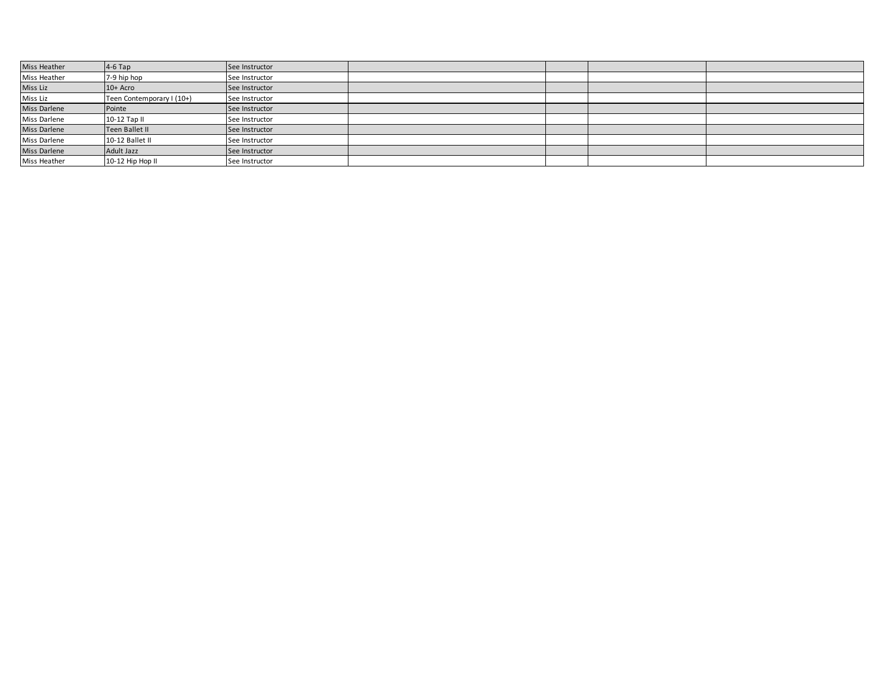| | | | | | | |
|---|---|---|---|---|---|---|
| Miss Heather | 4-6 Tap | See Instructor | | | | |
| Miss Heather | 7-9 hip hop | See Instructor | | | | |
| Miss Liz | 10+ Acro | See Instructor | | | | |
| Miss Liz | Teen Contemporary I (10+) | See Instructor | | | | |
| Miss Darlene | Pointe | See Instructor | | | | |
| Miss Darlene | 10-12 Tap II | See Instructor | | | | |
| Miss Darlene | Teen Ballet II | See Instructor | | | | |
| Miss Darlene | 10-12 Ballet II | See Instructor | | | | |
| Miss Darlene | Adult Jazz | See Instructor | | | | |
| Miss Heather | 10-12 Hip Hop II | See Instructor | | | | |